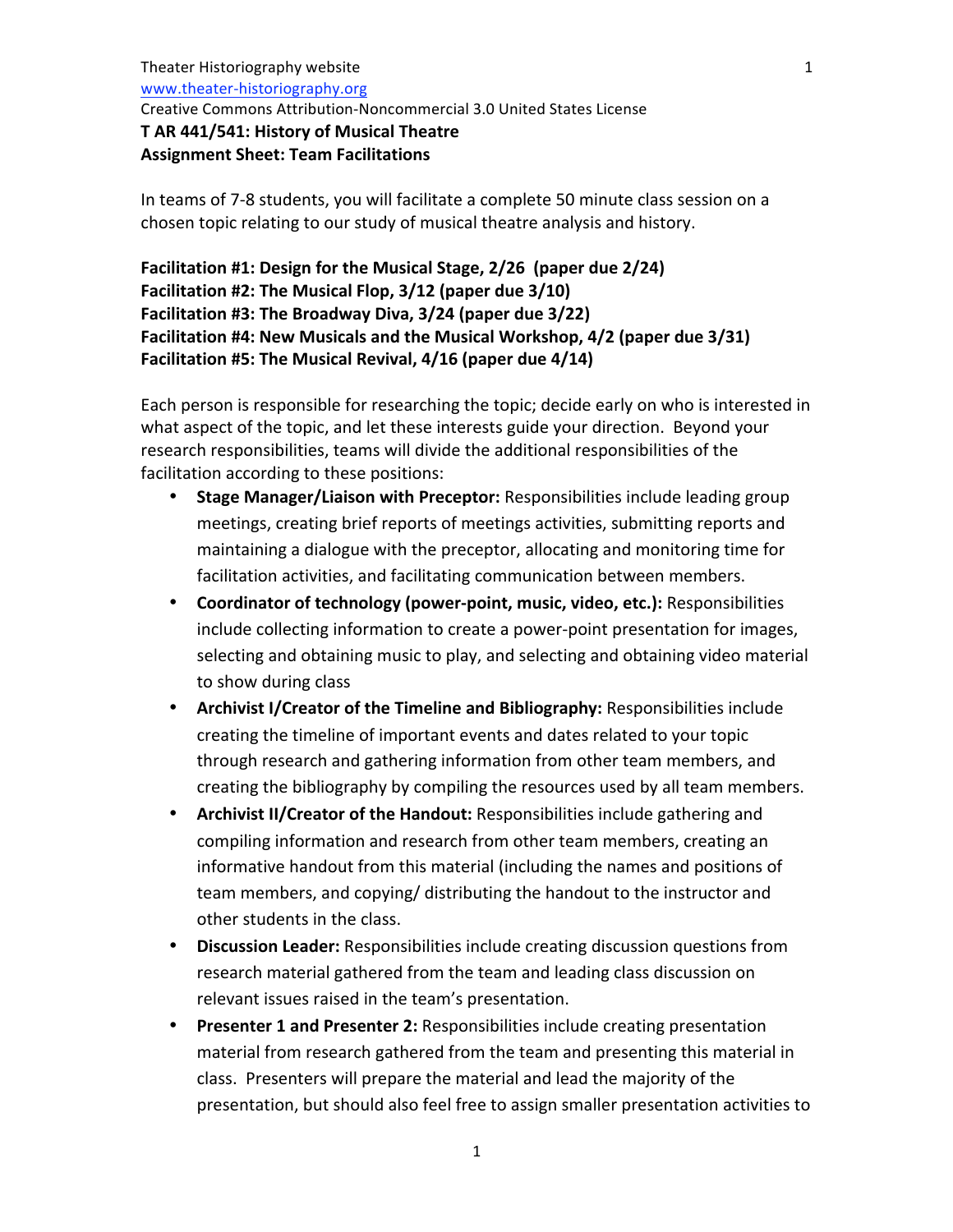Theater Historiography website
www.theater-historiography.org
Creative Commons Attribution-Noncommercial 3.0 United States License

**T AR 441/541: History of Musical Theatre**
**Assignment Sheet: Team Facilitations**

In teams of 7-8 students, you will facilitate a complete 50 minute class session on a chosen topic relating to our study of musical theatre analysis and history.

**Facilitation #1: Design for the Musical Stage, 2/26 (paper due 2/24)**
**Facilitation #2: The Musical Flop, 3/12 (paper due 3/10)**
**Facilitation #3: The Broadway Diva, 3/24 (paper due 3/22)**
**Facilitation #4: New Musicals and the Musical Workshop, 4/2 (paper due 3/31)**
**Facilitation #5: The Musical Revival, 4/16 (paper due 4/14)**

Each person is responsible for researching the topic; decide early on who is interested in what aspect of the topic, and let these interests guide your direction. Beyond your research responsibilities, teams will divide the additional responsibilities of the facilitation according to these positions:

- **Stage Manager/Liaison with Preceptor:** Responsibilities include leading group meetings, creating brief reports of meetings activities, submitting reports and maintaining a dialogue with the preceptor, allocating and monitoring time for facilitation activities, and facilitating communication between members.
- **Coordinator of technology (power-point, music, video, etc.):** Responsibilities include collecting information to create a power-point presentation for images, selecting and obtaining music to play, and selecting and obtaining video material to show during class
- **Archivist I/Creator of the Timeline and Bibliography:** Responsibilities include creating the timeline of important events and dates related to your topic through research and gathering information from other team members, and creating the bibliography by compiling the resources used by all team members.
- **Archivist II/Creator of the Handout:** Responsibilities include gathering and compiling information and research from other team members, creating an informative handout from this material (including the names and positions of team members, and copying/ distributing the handout to the instructor and other students in the class.
- **Discussion Leader:** Responsibilities include creating discussion questions from research material gathered from the team and leading class discussion on relevant issues raised in the team's presentation.
- **Presenter 1 and Presenter 2:** Responsibilities include creating presentation material from research gathered from the team and presenting this material in class. Presenters will prepare the material and lead the majority of the presentation, but should also feel free to assign smaller presentation activities to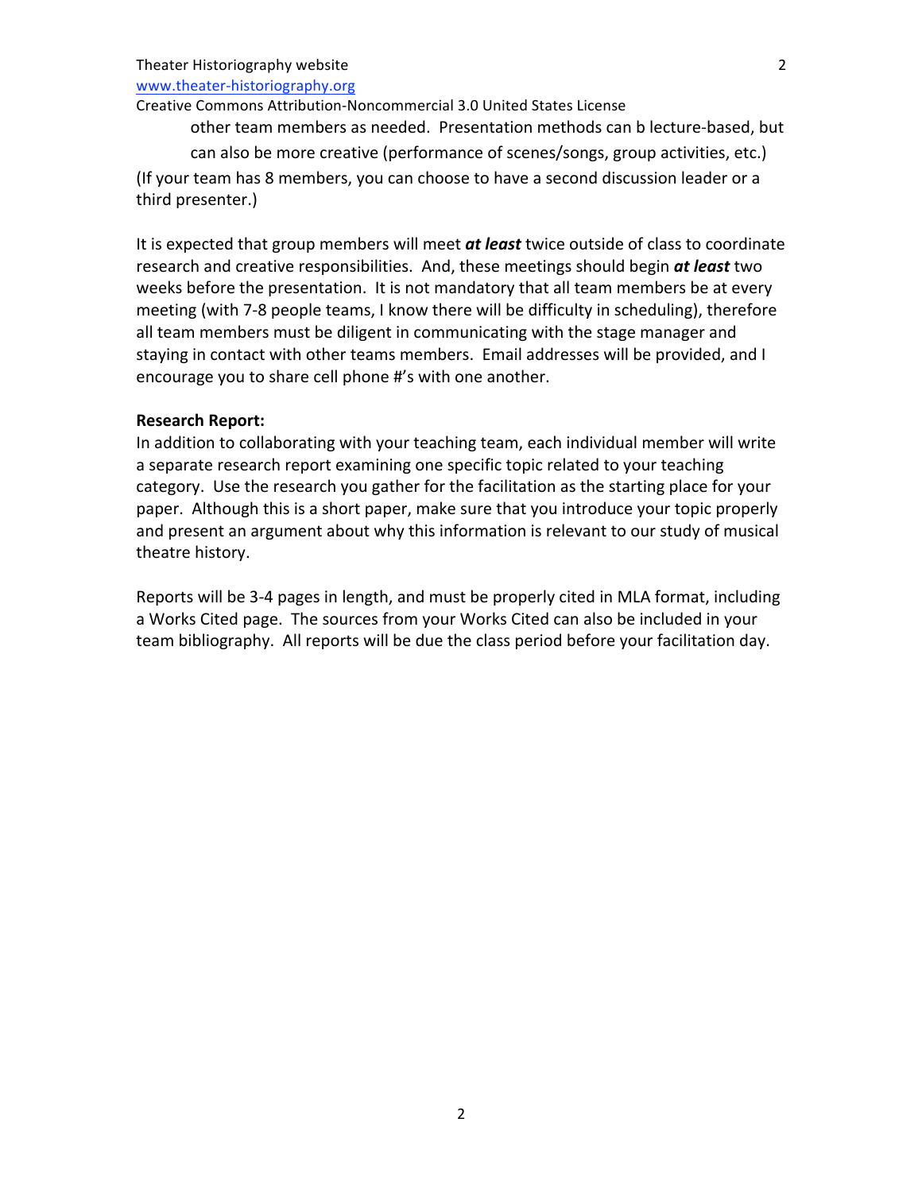other team members as needed. Presentation methods can b lecture-based, but can also be more creative (performance of scenes/songs, group activities, etc.)

(If your team has 8 members, you can choose to have a second discussion leader or a third presenter.)

It is expected that group members will meet ***at least*** twice outside of class to coordinate research and creative responsibilities. And, these meetings should begin ***at least*** two weeks before the presentation. It is not mandatory that all team members be at every meeting (with 7-8 people teams, I know there will be difficulty in scheduling), therefore all team members must be diligent in communicating with the stage manager and staying in contact with other teams members. Email addresses will be provided, and I encourage you to share cell phone #'s with one another.

**Research Report:**

In addition to collaborating with your teaching team, each individual member will write a separate research report examining one specific topic related to your teaching category. Use the research you gather for the facilitation as the starting place for your paper. Although this is a short paper, make sure that you introduce your topic properly and present an argument about why this information is relevant to our study of musical theatre history.

Reports will be 3-4 pages in length, and must be properly cited in MLA format, including a Works Cited page. The sources from your Works Cited can also be included in your team bibliography. All reports will be due the class period before your facilitation day.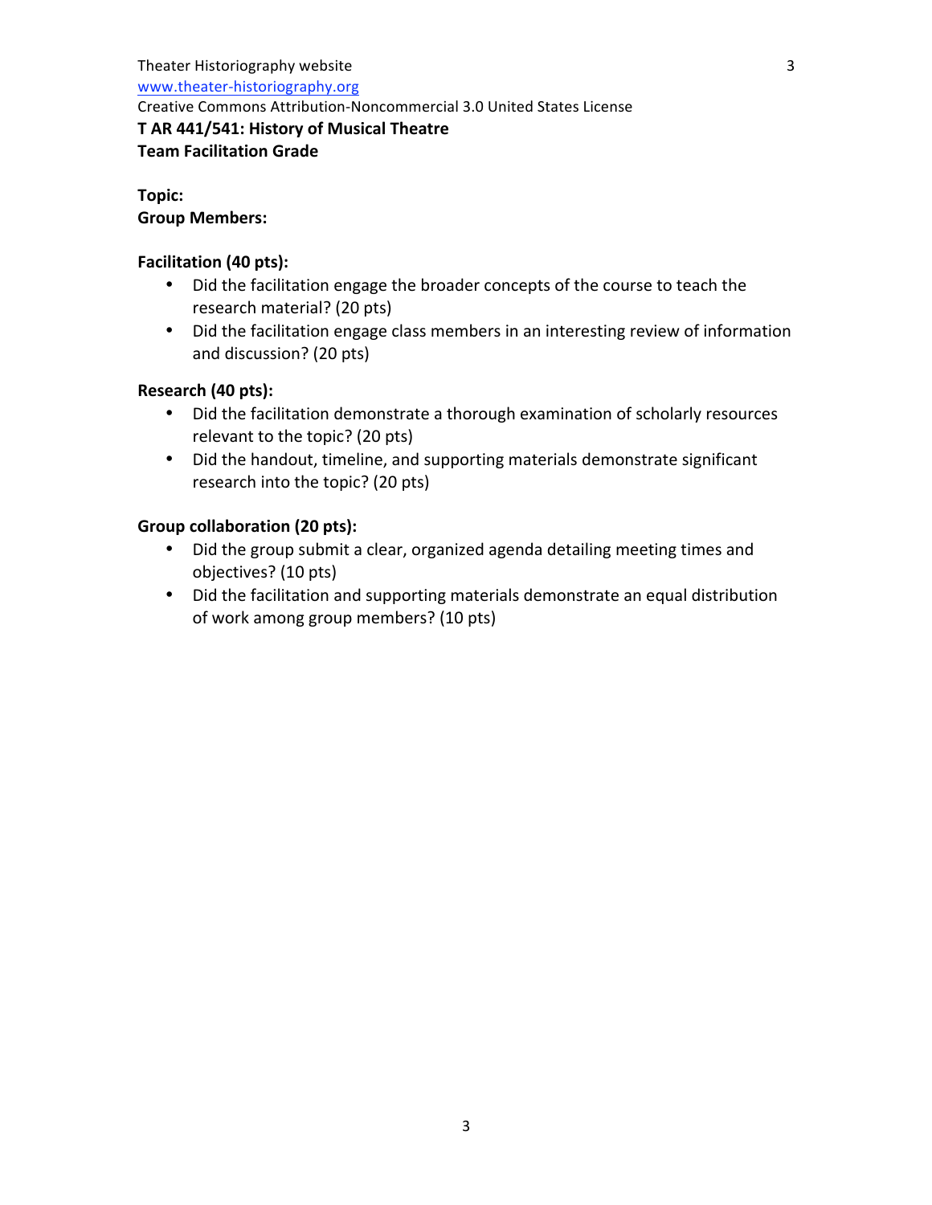**T AR 441/541: History of Musical Theatre**
**Team Facilitation Grade**

**Topic:**
**Group Members:**

**Facilitation (40 pts):**

- Did the facilitation engage the broader concepts of the course to teach the research material? (20 pts)
- Did the facilitation engage class members in an interesting review of information and discussion? (20 pts)

**Research (40 pts):**

- Did the facilitation demonstrate a thorough examination of scholarly resources relevant to the topic? (20 pts)
- Did the handout, timeline, and supporting materials demonstrate significant research into the topic? (20 pts)

**Group collaboration (20 pts):**

- Did the group submit a clear, organized agenda detailing meeting times and objectives? (10 pts)
- Did the facilitation and supporting materials demonstrate an equal distribution of work among group members? (10 pts)